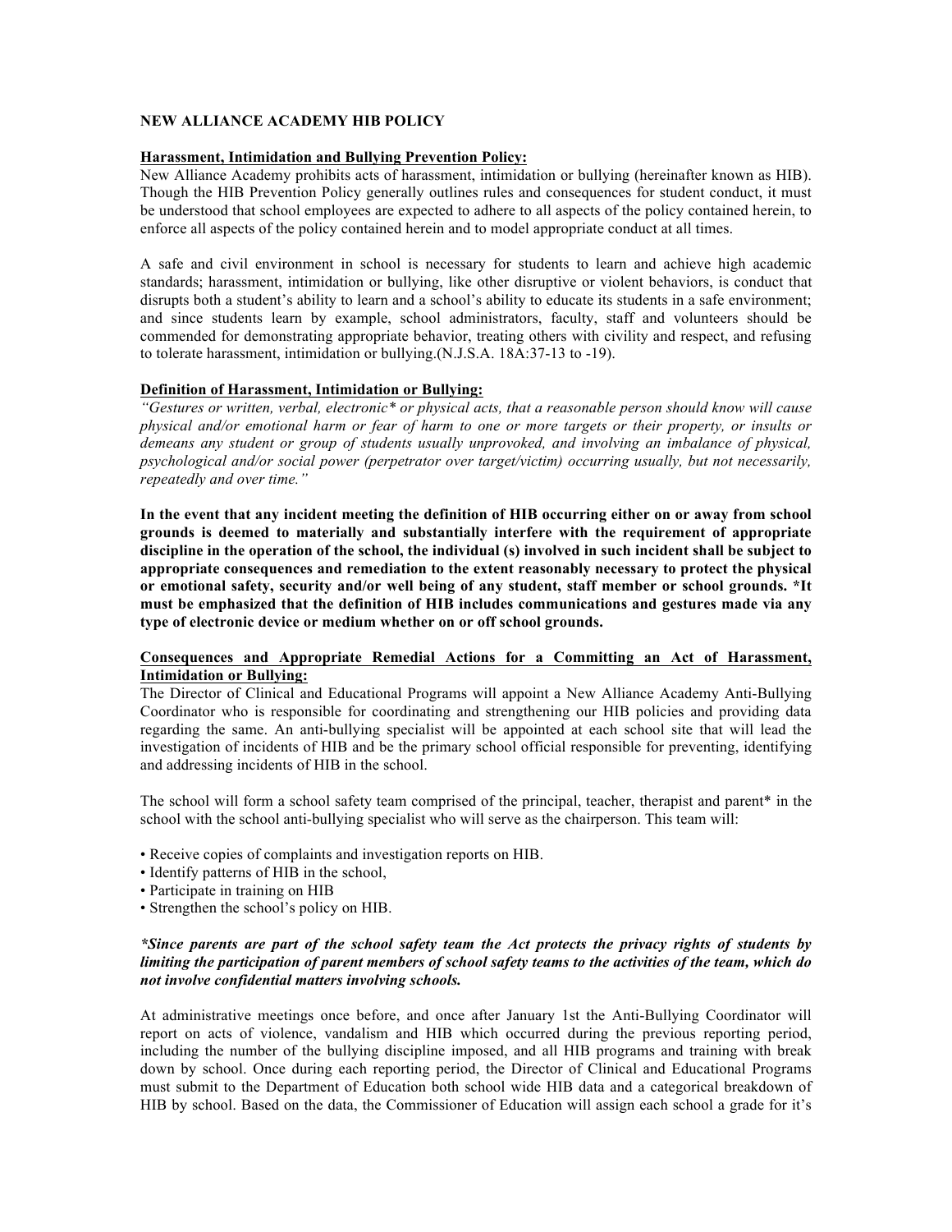**NEW ALLIANCE ACADEMY HIB POLICY**

**Harassment, Intimidation and Bullying Prevention Policy:**

New Alliance Academy prohibits acts of harassment, intimidation or bullying (hereinafter known as HIB). Though the HIB Prevention Policy generally outlines rules and consequences for student conduct, it must be understood that school employees are expected to adhere to all aspects of the policy contained herein, to enforce all aspects of the policy contained herein and to model appropriate conduct at all times.

A safe and civil environment in school is necessary for students to learn and achieve high academic standards; harassment, intimidation or bullying, like other disruptive or violent behaviors, is conduct that disrupts both a student's ability to learn and a school's ability to educate its students in a safe environment; and since students learn by example, school administrators, faculty, staff and volunteers should be commended for demonstrating appropriate behavior, treating others with civility and respect, and refusing to tolerate harassment, intimidation or bullying.(N.J.S.A. 18A:37-13 to -19).

**Definition of Harassment, Intimidation or Bullying:**

*"Gestures or written, verbal, electronic* or physical acts, that a reasonable person should know will cause physical and/or emotional harm or fear of harm to one or more targets or their property, or insults or demeans any student or group of students usually unprovoked, and involving an imbalance of physical, psychological and/or social power (perpetrator over target/victim) occurring usually, but not necessarily, repeatedly and over time."*

**In the event that any incident meeting the definition of HIB occurring either on or away from school grounds is deemed to materially and substantially interfere with the requirement of appropriate discipline in the operation of the school, the individual (s) involved in such incident shall be subject to appropriate consequences and remediation to the extent reasonably necessary to protect the physical or emotional safety, security and/or well being of any student, staff member or school grounds. *It must be emphasized that the definition of HIB includes communications and gestures made via any type of electronic device or medium whether on or off school grounds.**

**Consequences and Appropriate Remedial Actions for a Committing an Act of Harassment, Intimidation or Bullying:**

The Director of Clinical and Educational Programs will appoint a New Alliance Academy Anti-Bullying Coordinator who is responsible for coordinating and strengthening our HIB policies and providing data regarding the same. An anti-bullying specialist will be appointed at each school site that will lead the investigation of incidents of HIB and be the primary school official responsible for preventing, identifying and addressing incidents of HIB in the school.

The school will form a school safety team comprised of the principal, teacher, therapist and parent* in the school with the school anti-bullying specialist who will serve as the chairperson. This team will:

- Receive copies of complaints and investigation reports on HIB.
- Identify patterns of HIB in the school,
- Participate in training on HIB
- Strengthen the school's policy on HIB.

***Since parents are part of the school safety team the Act protects the privacy rights of students by limiting the participation of parent members of school safety teams to the activities of the team, which do not involve confidential matters involving schools.***

At administrative meetings once before, and once after January 1st the Anti-Bullying Coordinator will report on acts of violence, vandalism and HIB which occurred during the previous reporting period, including the number of the bullying discipline imposed, and all HIB programs and training with break down by school. Once during each reporting period, the Director of Clinical and Educational Programs must submit to the Department of Education both school wide HIB data and a categorical breakdown of HIB by school. Based on the data, the Commissioner of Education will assign each school a grade for it's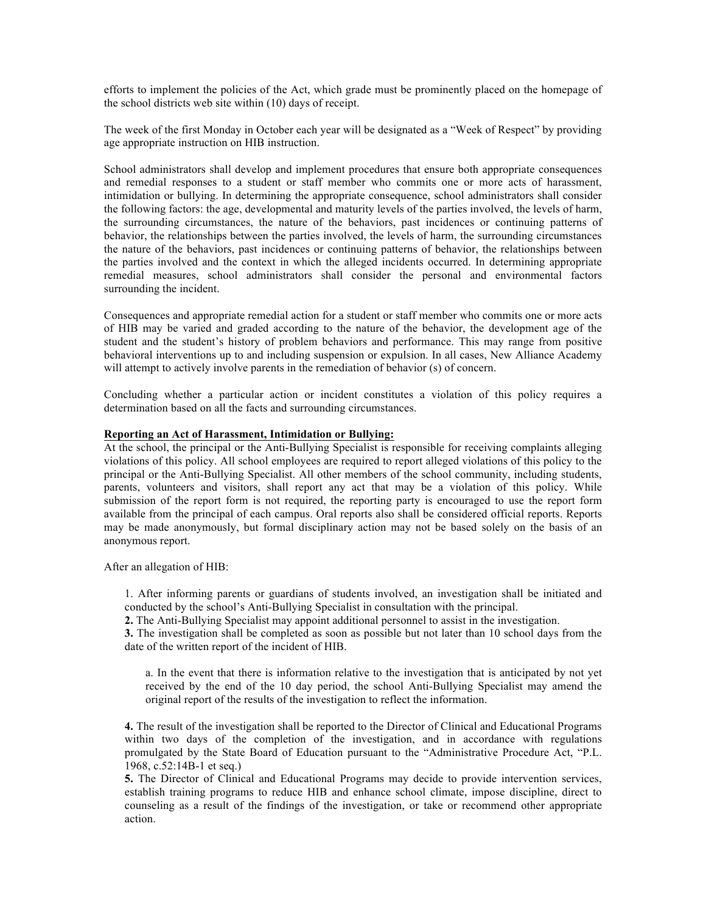efforts to implement the policies of the Act, which grade must be prominently placed on the homepage of the school districts web site within (10) days of receipt.

The week of the first Monday in October each year will be designated as a "Week of Respect" by providing age appropriate instruction on HIB instruction.

School administrators shall develop and implement procedures that ensure both appropriate consequences and remedial responses to a student or staff member who commits one or more acts of harassment, intimidation or bullying. In determining the appropriate consequence, school administrators shall consider the following factors: the age, developmental and maturity levels of the parties involved, the levels of harm, the surrounding circumstances, the nature of the behaviors, past incidences or continuing patterns of behavior, the relationships between the parties involved, the levels of harm, the surrounding circumstances the nature of the behaviors, past incidences or continuing patterns of behavior, the relationships between the parties involved and the context in which the alleged incidents occurred. In determining appropriate remedial measures, school administrators shall consider the personal and environmental factors surrounding the incident.

Consequences and appropriate remedial action for a student or staff member who commits one or more acts of HIB may be varied and graded according to the nature of the behavior, the development age of the student and the student's history of problem behaviors and performance. This may range from positive behavioral interventions up to and including suspension or expulsion. In all cases, New Alliance Academy will attempt to actively involve parents in the remediation of behavior (s) of concern.

Concluding whether a particular action or incident constitutes a violation of this policy requires a determination based on all the facts and surrounding circumstances.

**Reporting an Act of Harassment, Intimidation or Bullying:**

At the school, the principal or the Anti-Bullying Specialist is responsible for receiving complaints alleging violations of this policy. All school employees are required to report alleged violations of this policy to the principal or the Anti-Bullying Specialist. All other members of the school community, including students, parents, volunteers and visitors, shall report any act that may be a violation of this policy. While submission of the report form is not required, the reporting party is encouraged to use the report form available from the principal of each campus. Oral reports also shall be considered official reports. Reports may be made anonymously, but formal disciplinary action may not be based solely on the basis of an anonymous report.

After an allegation of HIB:

1. After informing parents or guardians of students involved, an investigation shall be initiated and conducted by the school's Anti-Bullying Specialist in consultation with the principal.

**2.** The Anti-Bullying Specialist may appoint additional personnel to assist in the investigation.

**3.** The investigation shall be completed as soon as possible but not later than 10 school days from the date of the written report of the incident of HIB.

   a. In the event that there is information relative to the investigation that is anticipated by not yet received by the end of the 10 day period, the school Anti-Bullying Specialist may amend the original report of the results of the investigation to reflect the information.

**4.** The result of the investigation shall be reported to the Director of Clinical and Educational Programs within two days of the completion of the investigation, and in accordance with regulations promulgated by the State Board of Education pursuant to the "Administrative Procedure Act, "P.L. 1968, c.52:14B-1 et seq.)

**5.** The Director of Clinical and Educational Programs may decide to provide intervention services, establish training programs to reduce HIB and enhance school climate, impose discipline, direct to counseling as a result of the findings of the investigation, or take or recommend other appropriate action.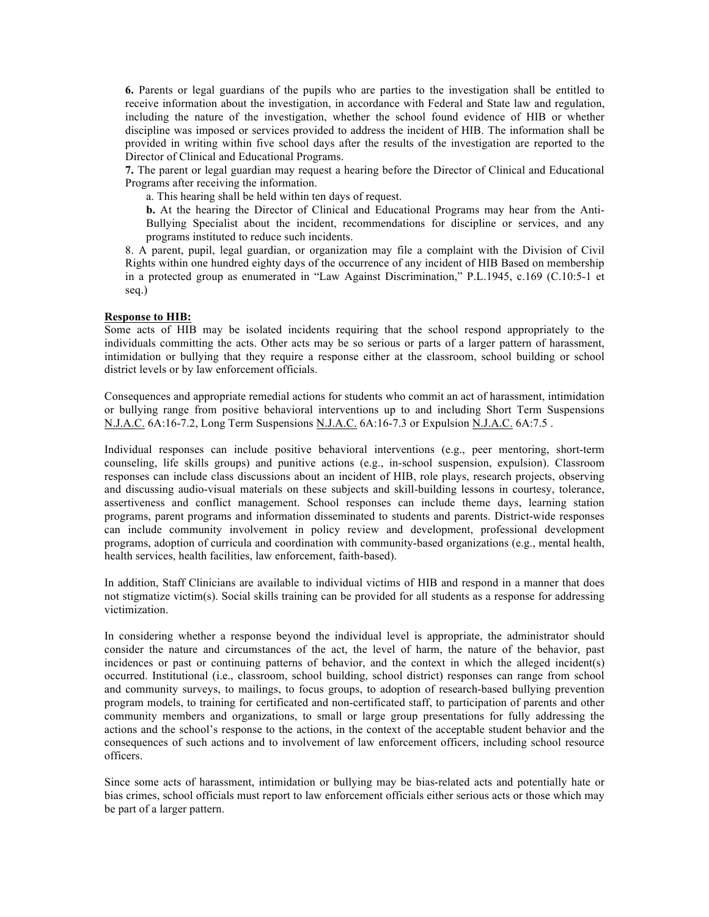**6.** Parents or legal guardians of the pupils who are parties to the investigation shall be entitled to receive information about the investigation, in accordance with Federal and State law and regulation, including the nature of the investigation, whether the school found evidence of HIB or whether discipline was imposed or services provided to address the incident of HIB. The information shall be provided in writing within five school days after the results of the investigation are reported to the Director of Clinical and Educational Programs.

**7.** The parent or legal guardian may request a hearing before the Director of Clinical and Educational Programs after receiving the information.

a. This hearing shall be held within ten days of request.

**b.** At the hearing the Director of Clinical and Educational Programs may hear from the Anti-Bullying Specialist about the incident, recommendations for discipline or services, and any programs instituted to reduce such incidents.

8. A parent, pupil, legal guardian, or organization may file a complaint with the Division of Civil Rights within one hundred eighty days of the occurrence of any incident of HIB Based on membership in a protected group as enumerated in "Law Against Discrimination," P.L.1945, c.169 (C.10:5-1 et seq.)

**Response to HIB:**

Some acts of HIB may be isolated incidents requiring that the school respond appropriately to the individuals committing the acts. Other acts may be so serious or parts of a larger pattern of harassment, intimidation or bullying that they require a response either at the classroom, school building or school district levels or by law enforcement officials.

Consequences and appropriate remedial actions for students who commit an act of harassment, intimidation or bullying range from positive behavioral interventions up to and including Short Term Suspensions N.J.A.C. 6A:16-7.2, Long Term Suspensions N.J.A.C. 6A:16-7.3 or Expulsion N.J.A.C. 6A:7.5 .

Individual responses can include positive behavioral interventions (e.g., peer mentoring, short-term counseling, life skills groups) and punitive actions (e.g., in-school suspension, expulsion). Classroom responses can include class discussions about an incident of HIB, role plays, research projects, observing and discussing audio-visual materials on these subjects and skill-building lessons in courtesy, tolerance, assertiveness and conflict management. School responses can include theme days, learning station programs, parent programs and information disseminated to students and parents. District-wide responses can include community involvement in policy review and development, professional development programs, adoption of curricula and coordination with community-based organizations (e.g., mental health, health services, health facilities, law enforcement, faith-based).

In addition, Staff Clinicians are available to individual victims of HIB and respond in a manner that does not stigmatize victim(s). Social skills training can be provided for all students as a response for addressing victimization.

In considering whether a response beyond the individual level is appropriate, the administrator should consider the nature and circumstances of the act, the level of harm, the nature of the behavior, past incidences or past or continuing patterns of behavior, and the context in which the alleged incident(s) occurred. Institutional (i.e., classroom, school building, school district) responses can range from school and community surveys, to mailings, to focus groups, to adoption of research-based bullying prevention program models, to training for certificated and non-certificated staff, to participation of parents and other community members and organizations, to small or large group presentations for fully addressing the actions and the school's response to the actions, in the context of the acceptable student behavior and the consequences of such actions and to involvement of law enforcement officers, including school resource officers.

Since some acts of harassment, intimidation or bullying may be bias-related acts and potentially hate or bias crimes, school officials must report to law enforcement officials either serious acts or those which may be part of a larger pattern.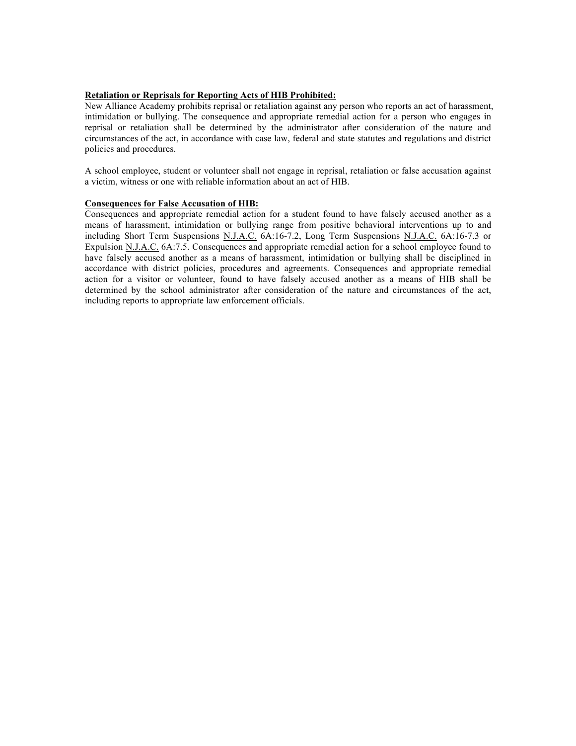**<u>Retaliation or Reprisals for Reporting Acts of HIB Prohibited:</u>**
New Alliance Academy prohibits reprisal or retaliation against any person who reports an act of harassment, intimidation or bullying. The consequence and appropriate remedial action for a person who engages in reprisal or retaliation shall be determined by the administrator after consideration of the nature and circumstances of the act, in accordance with case law, federal and state statutes and regulations and district policies and procedures.

A school employee, student or volunteer shall not engage in reprisal, retaliation or false accusation against a victim, witness or one with reliable information about an act of HIB.

**<u>Consequences for False Accusation of HIB:</u>**
Consequences and appropriate remedial action for a student found to have falsely accused another as a means of harassment, intimidation or bullying range from positive behavioral interventions up to and including Short Term Suspensions <u>N.J.A.C.</u> 6A:16-7.2, Long Term Suspensions <u>N.J.A.C.</u> 6A:16-7.3 or Expulsion <u>N.J.A.C.</u> 6A:7.5. Consequences and appropriate remedial action for a school employee found to have falsely accused another as a means of harassment, intimidation or bullying shall be disciplined in accordance with district policies, procedures and agreements. Consequences and appropriate remedial action for a visitor or volunteer, found to have falsely accused another as a means of HIB shall be determined by the school administrator after consideration of the nature and circumstances of the act, including reports to appropriate law enforcement officials.